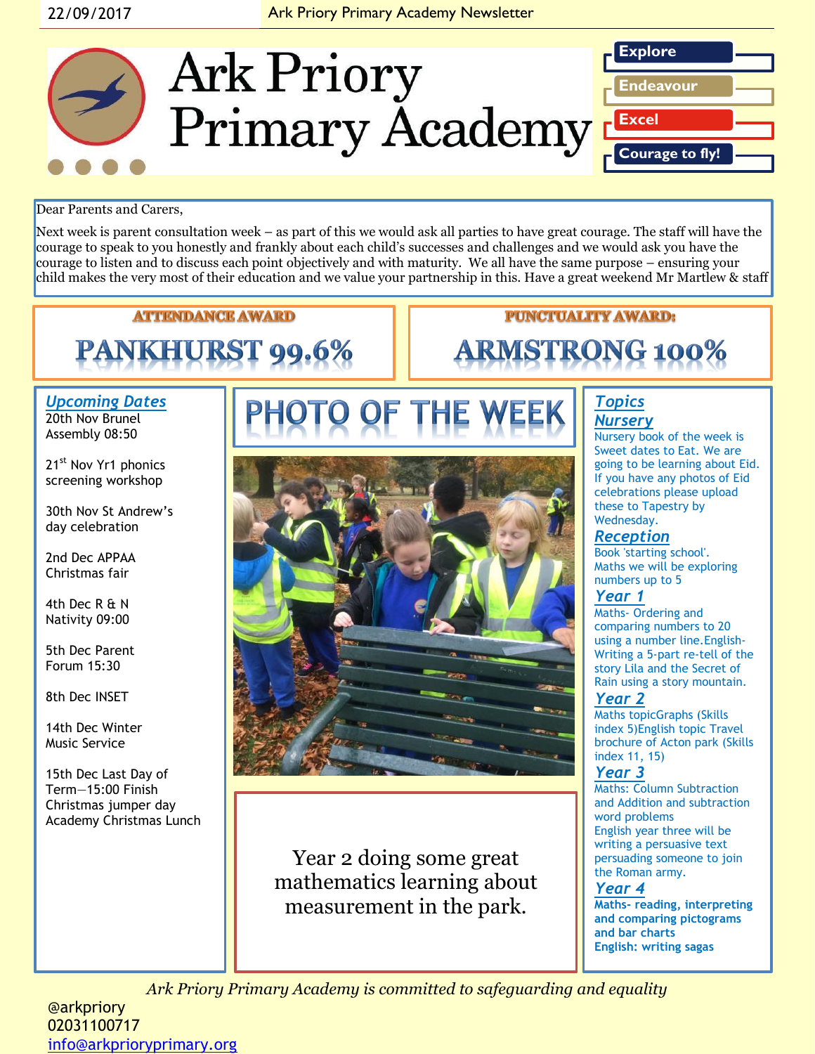22/09/2017

# Ark Priory Primary Academy

**Explore**
**Endeavour**
**Excel**
**Courage to fly!**

Dear Parents and Carers,

Next week is parent consultation week – as part of this we would ask all parties to have great courage. The staff will have the courage to speak to you honestly and frankly about each child's successes and challenges and we would ask you have the courage to listen and to discuss each point objectively and with maturity. We all have the same purpose – ensuring your child makes the very most of their education and we value your partnership in this. Have a great weekend Mr Martlew & staff

## ATTENDANCE AWARD

**PANKHURST 99.6%**

## PUNCTUALITY AWARD:

**ARMSTRONG 100%**

## Upcoming Dates

20th Nov Brunel Assembly 08:50

21st Nov Yr1 phonics screening workshop

30th Nov St Andrew's day celebration

2nd Dec APPAA Christmas fair

4th Dec R & N Nativity 09:00

5th Dec Parent Forum 15:30

8th Dec INSET

14th Dec Winter Music Service

15th Dec Last Day of Term—15:00 Finish
Christmas jumper day
Academy Christmas Lunch

## PHOTO OF THE WEEK

Year 2 doing some great mathematics learning about measurement in the park.

## Topics

### Nursery

Nursery book of the week is Sweet dates to Eat. We are going to be learning about Eid. If you have any photos of Eid celebrations please upload these to Tapestry by Wednesday.

### Reception

Book 'starting school'.
Maths we will be exploring numbers up to 5

### Year 1

Maths- Ordering and comparing numbers to 20 using a number line.English- Writing a 5-part re-tell of the story Lila and the Secret of Rain using a story mountain.

### Year 2

Maths topicGraphs (Skills index 5)English topic Travel brochure of Acton park (Skills index 11, 15)

### Year 3

Maths: Column Subtraction and Addition and subtraction word problems
English year three will be writing a persuasive text persuading someone to join the Roman army.

### Year 4

**Maths- reading, interpreting and comparing pictograms and bar charts**
**English: writing sagas**

*Ark Priory Primary Academy is committed to safeguarding and equality*

@arkpriory
02031100717
info@arkprioryprimary.org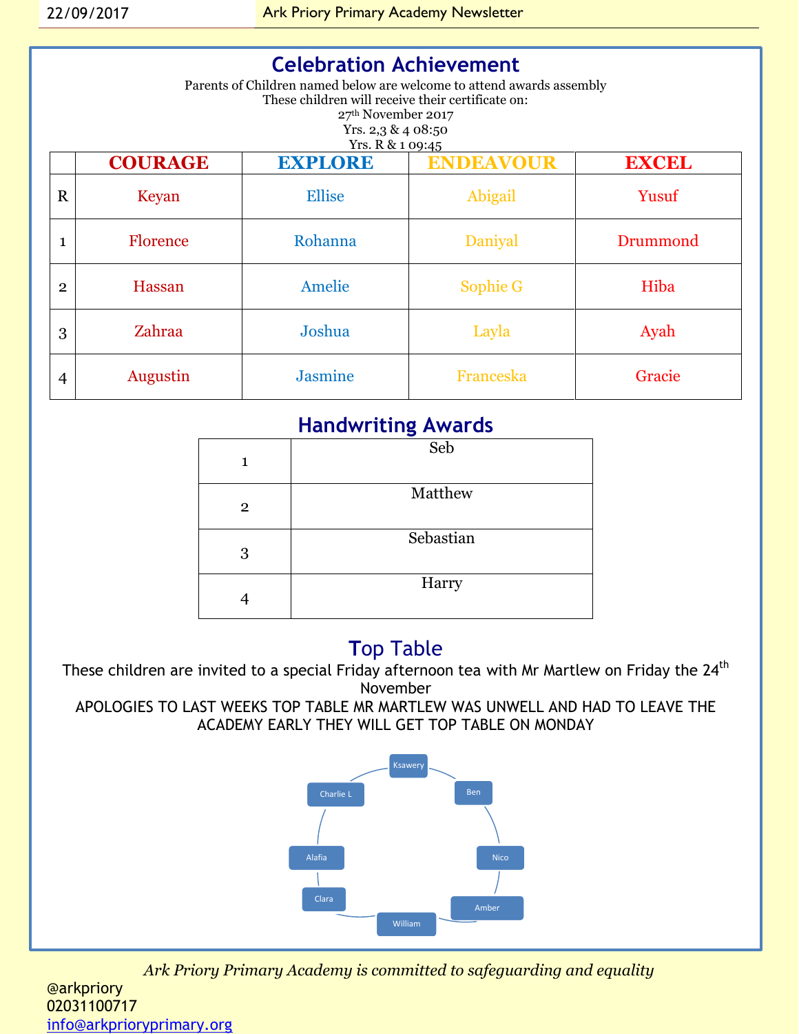## Celebration Achievement

Parents of Children named below are welcome to attend awards assembly
These children will receive their certificate on:
27th November 2017
Yrs. 2,3 & 4 08:50
Yrs. R & 1 09:45

| | COURAGE | EXPLORE | ENDEAVOUR | EXCEL |
|---|---|---|---|---|
| R | Keyan | Ellise | Abigail | Yusuf |
| 1 | Florence | Rohanna | Daniyal | Drummond |
| 2 | Hassan | Amelie | Sophie G | Hiba |
| 3 | Zahraa | Joshua | Layla | Ayah |
| 4 | Augustin | Jasmine | Franceska | Gracie |

## Handwriting Awards

| | |
|---|---|
| 1 | Seb |
| 2 | Matthew |
| 3 | Sebastian |
| 4 | Harry |

## Top Table

These children are invited to a special Friday afternoon tea with Mr Martlew on Friday the 24th November

APOLOGIES TO LAST WEEKS TOP TABLE MR MARTLEW WAS UNWELL AND HAD TO LEAVE THE ACADEMY EARLY THEY WILL GET TOP TABLE ON MONDAY

- Ksawery
- Ben
- Nico
- Amber
- William
- Clara
- Alafia
- Charlie L

*Ark Priory Primary Academy is committed to safeguarding and equality*

@arkpriory
02031100717
info@arkprioryprimary.org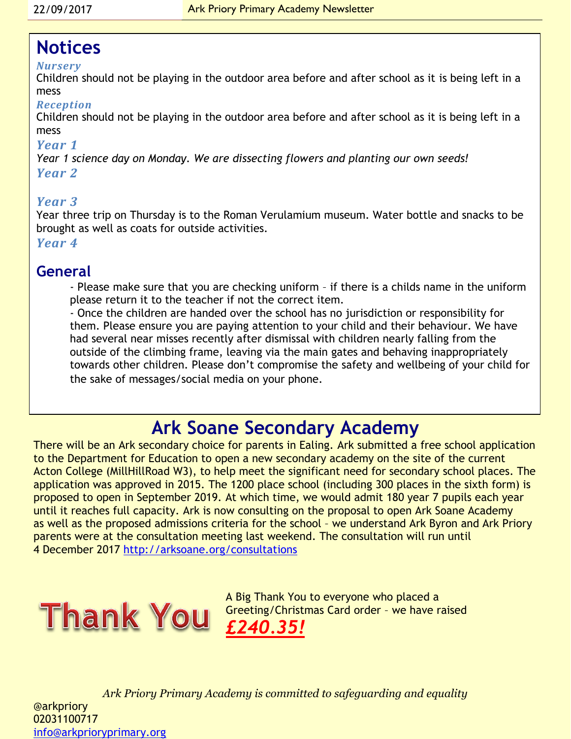# Notices

### *Nursery*

Children should not be playing in the outdoor area before and after school as it is being left in a mess

### *Reception*

Children should not be playing in the outdoor area before and after school as it is being left in a mess

### *Year 1*

*Year 1 science day on Monday. We are dissecting flowers and planting our own seeds!*

### *Year 2*

### *Year 3*

Year three trip on Thursday is to the Roman Verulamium museum. Water bottle and snacks to be brought as well as coats for outside activities.

### *Year 4*

## General

- Please make sure that you are checking uniform – if there is a childs name in the uniform please return it to the teacher if not the correct item.
- Once the children are handed over the school has no jurisdiction or responsibility for them. Please ensure you are paying attention to your child and their behaviour. We have had several near misses recently after dismissal with children nearly falling from the outside of the climbing frame, leaving via the main gates and behaving inappropriately towards other children. Please don't compromise the safety and wellbeing of your child for the sake of messages/social media on your phone.

# Ark Soane Secondary Academy

There will be an Ark secondary choice for parents in Ealing. Ark submitted a free school application to the Department for Education to open a new secondary academy on the site of the current Acton College (MillHillRoad W3), to help meet the significant need for secondary school places. The application was approved in 2015. The 1200 place school (including 300 places in the sixth form) is proposed to open in September 2019. At which time, we would admit 180 year 7 pupils each year until it reaches full capacity. Ark is now consulting on the proposal to open Ark Soane Academy as well as the proposed admissions criteria for the school – we understand Ark Byron and Ark Priory parents were at the consultation meeting last weekend. The consultation will run until 4 December 2017 http://arksoane.org/consultations

**Thank You**

A Big Thank You to everyone who placed a Greeting/Christmas Card order – we have raised ***£240.35!***

*Ark Priory Primary Academy is committed to safeguarding and equality*

@arkpriory
02031100717
info@arkprioryprimary.org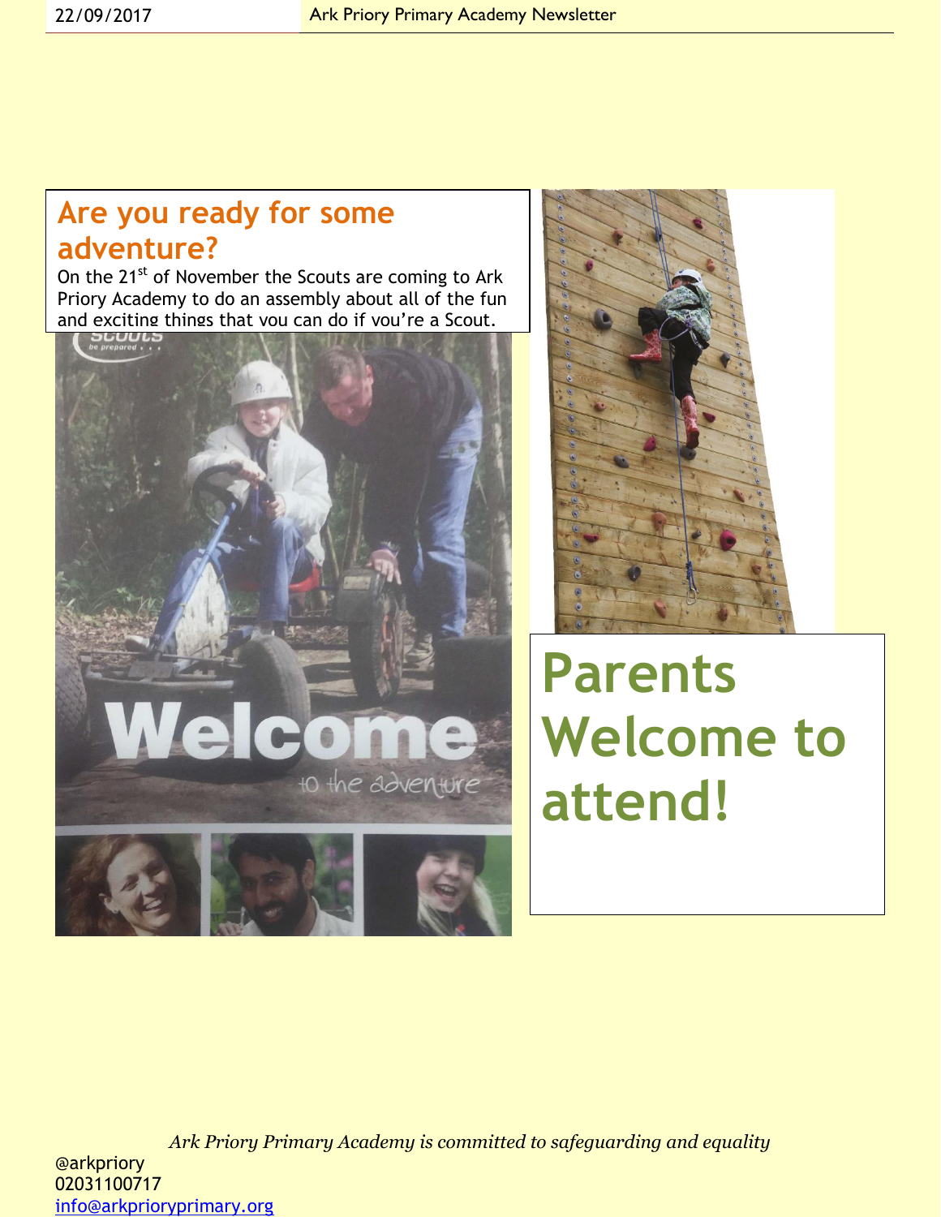## Are you ready for some adventure?

On the 21st of November the Scouts are coming to Ark Priory Academy to do an assembly about all of the fun and exciting things that you can do if you're a Scout.

# Parents Welcome to attend!

*Ark Priory Primary Academy is committed to safeguarding and equality*

@arkpriory
02031100717
info@arkprioryprimary.org